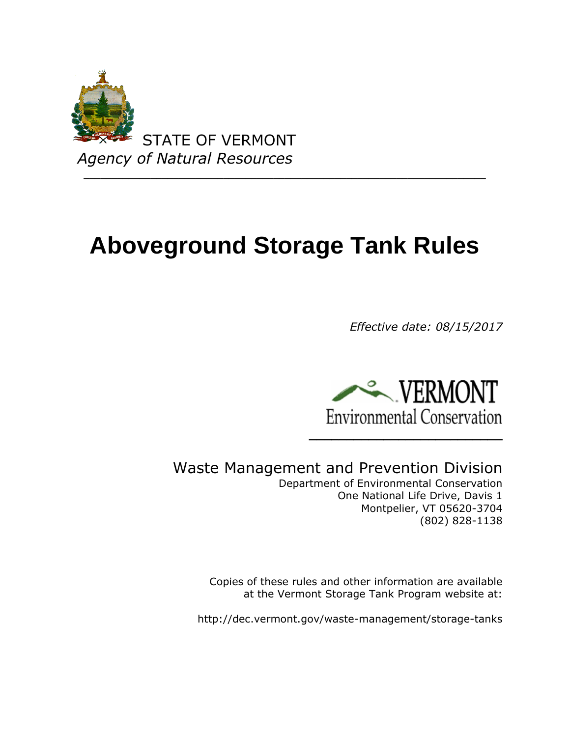STATE OF VERMONT

*Agency of Natural Resources*

# Aboveground Storage Tank Rules

*Effective date: 08/15/2017*

VERMONT
Environmental Conservation

Waste Management and Prevention Division

Department of Environmental Conservation
One National Life Drive, Davis 1
Montpelier, VT 05620-3704
(802) 828-1138

Copies of these rules and other information are available at the Vermont Storage Tank Program website at:

http://dec.vermont.gov/waste-management/storage-tanks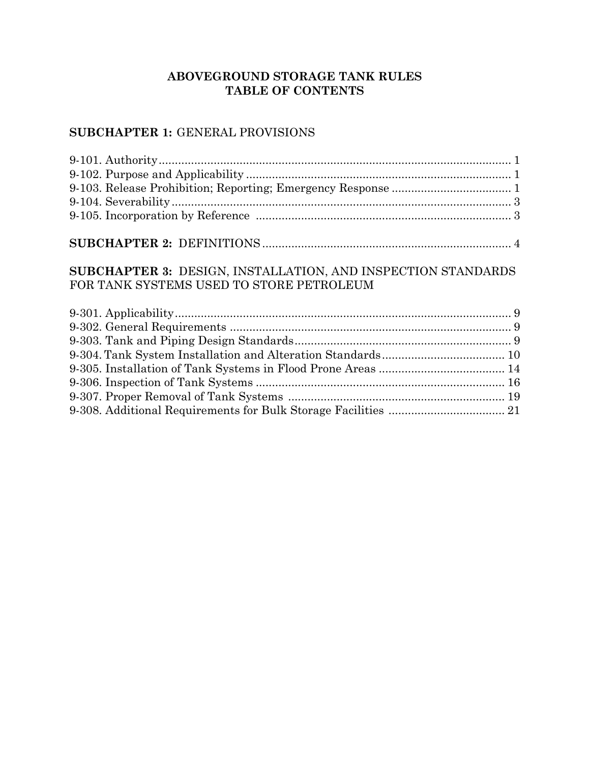# ABOVEGROUND STORAGE TANK RULES
# TABLE OF CONTENTS

## **SUBCHAPTER 1:** GENERAL PROVISIONS

9-101. Authority ............................................................ 1
9-102. Purpose and Applicability ............................................................ 1
9-103. Release Prohibition; Reporting; Emergency Response ............................................................ 1
9-104. Severability ............................................................ 3
9-105. Incorporation by Reference ............................................................ 3

## **SUBCHAPTER 2:** DEFINITIONS ............................................................ 4

## **SUBCHAPTER 3:** DESIGN, INSTALLATION, AND INSPECTION STANDARDS FOR TANK SYSTEMS USED TO STORE PETROLEUM

9-301. Applicability ............................................................ 9
9-302. General Requirements ............................................................ 9
9-303. Tank and Piping Design Standards ............................................................ 9
9-304. Tank System Installation and Alteration Standards ............................................................ 10
9-305. Installation of Tank Systems in Flood Prone Areas ............................................................ 14
9-306. Inspection of Tank Systems ............................................................ 16
9-307. Proper Removal of Tank Systems ............................................................ 19
9-308. Additional Requirements for Bulk Storage Facilities ............................................................ 21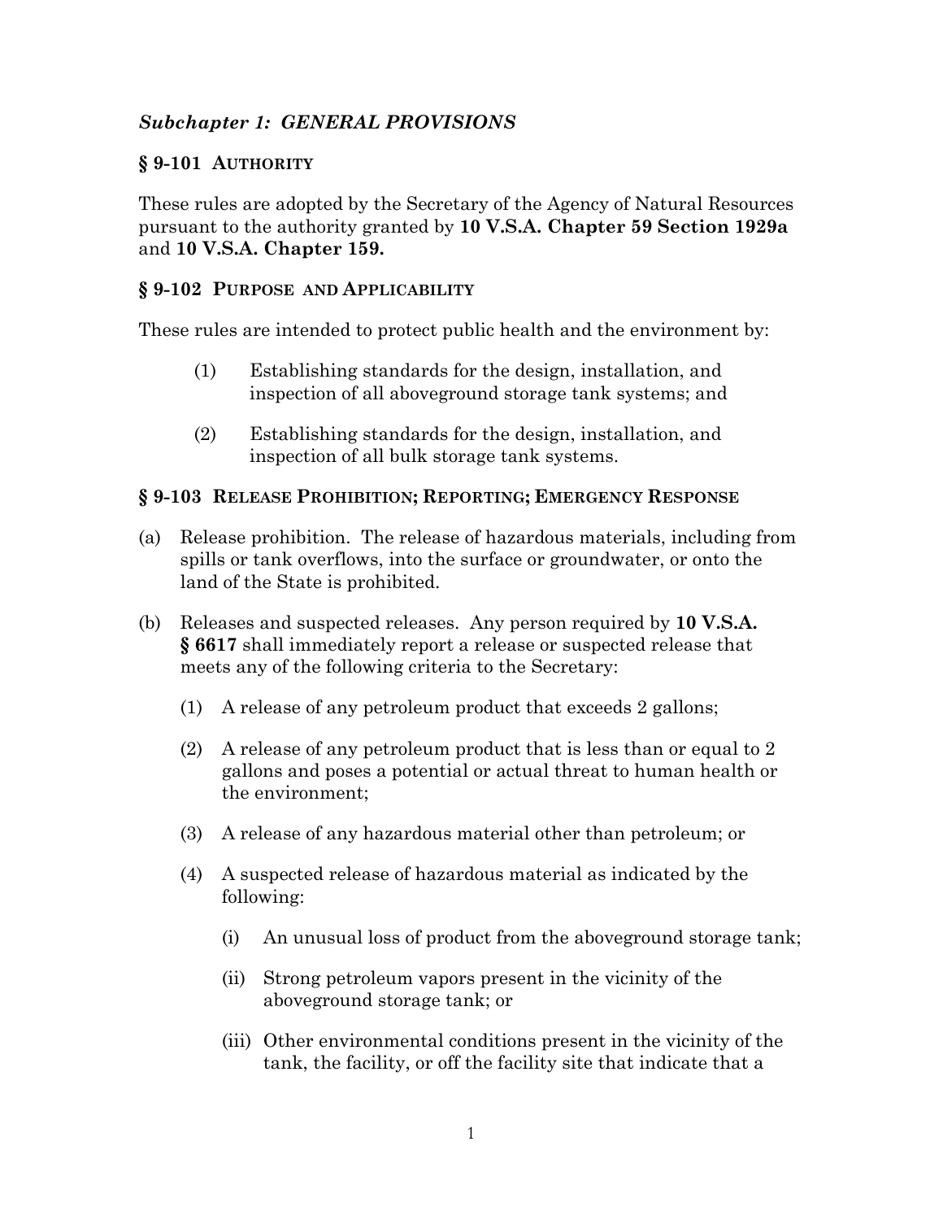## *Subchapter 1: GENERAL PROVISIONS*

### § 9-101 AUTHORITY

These rules are adopted by the Secretary of the Agency of Natural Resources pursuant to the authority granted by **10 V.S.A. Chapter 59 Section 1929a** and **10 V.S.A. Chapter 159.**

### § 9-102 PURPOSE AND APPLICABILITY

These rules are intended to protect public health and the environment by:

(1) Establishing standards for the design, installation, and inspection of all aboveground storage tank systems; and

(2) Establishing standards for the design, installation, and inspection of all bulk storage tank systems.

### § 9-103 RELEASE PROHIBITION; REPORTING; EMERGENCY RESPONSE

(a) Release prohibition. The release of hazardous materials, including from spills or tank overflows, into the surface or groundwater, or onto the land of the State is prohibited.

(b) Releases and suspected releases. Any person required by **10 V.S.A. § 6617** shall immediately report a release or suspected release that meets any of the following criteria to the Secretary:

(1) A release of any petroleum product that exceeds 2 gallons;

(2) A release of any petroleum product that is less than or equal to 2 gallons and poses a potential or actual threat to human health or the environment;

(3) A release of any hazardous material other than petroleum; or

(4) A suspected release of hazardous material as indicated by the following:

(i) An unusual loss of product from the aboveground storage tank;

(ii) Strong petroleum vapors present in the vicinity of the aboveground storage tank; or

(iii) Other environmental conditions present in the vicinity of the tank, the facility, or off the facility site that indicate that a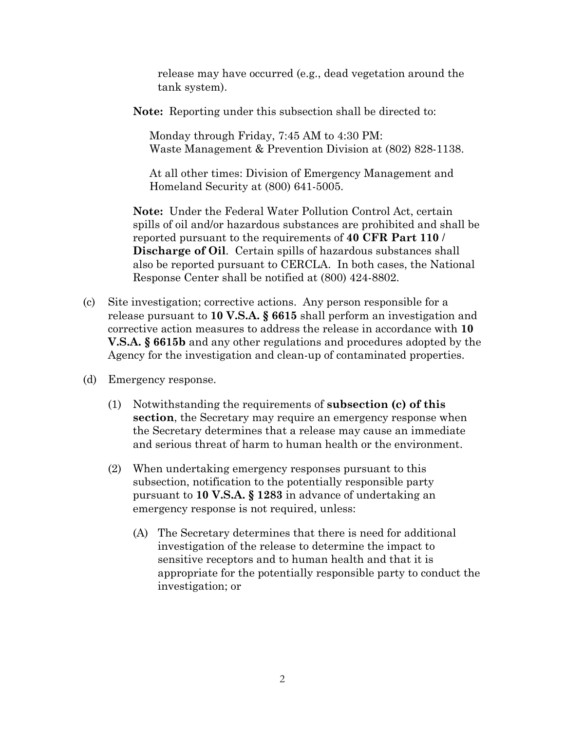release may have occurred (e.g., dead vegetation around the tank system).

**Note:** Reporting under this subsection shall be directed to:

Monday through Friday, 7:45 AM to 4:30 PM:
Waste Management & Prevention Division at (802) 828-1138.

At all other times: Division of Emergency Management and Homeland Security at (800) 641-5005.

**Note:** Under the Federal Water Pollution Control Act, certain spills of oil and/or hazardous substances are prohibited and shall be reported pursuant to the requirements of **40 CFR Part 110 / Discharge of Oil**. Certain spills of hazardous substances shall also be reported pursuant to CERCLA. In both cases, the National Response Center shall be notified at (800) 424-8802.

(c) Site investigation; corrective actions. Any person responsible for a release pursuant to **10 V.S.A. § 6615** shall perform an investigation and corrective action measures to address the release in accordance with **10 V.S.A. § 6615b** and any other regulations and procedures adopted by the Agency for the investigation and clean-up of contaminated properties.

(d) Emergency response.

(1) Notwithstanding the requirements of **subsection (c) of this section**, the Secretary may require an emergency response when the Secretary determines that a release may cause an immediate and serious threat of harm to human health or the environment.

(2) When undertaking emergency responses pursuant to this subsection, notification to the potentially responsible party pursuant to **10 V.S.A. § 1283** in advance of undertaking an emergency response is not required, unless:

(A) The Secretary determines that there is need for additional investigation of the release to determine the impact to sensitive receptors and to human health and that it is appropriate for the potentially responsible party to conduct the investigation; or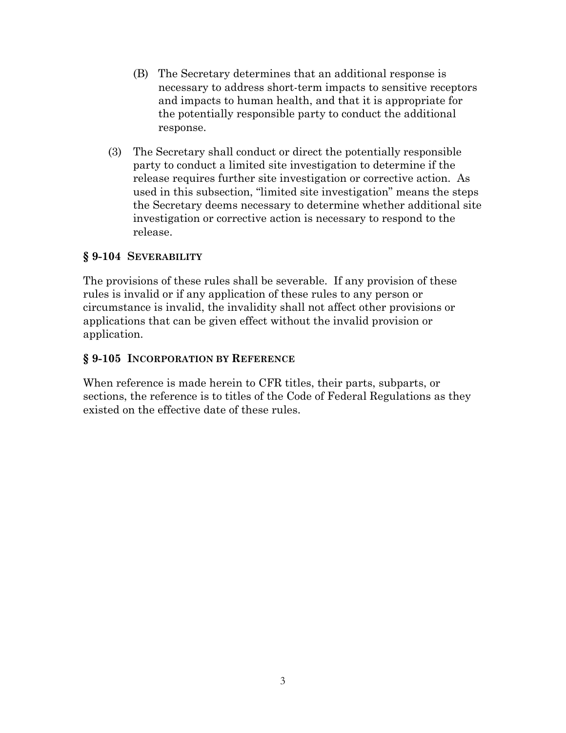(B) The Secretary determines that an additional response is necessary to address short-term impacts to sensitive receptors and impacts to human health, and that it is appropriate for the potentially responsible party to conduct the additional response.

(3) The Secretary shall conduct or direct the potentially responsible party to conduct a limited site investigation to determine if the release requires further site investigation or corrective action. As used in this subsection, "limited site investigation" means the steps the Secretary deems necessary to determine whether additional site investigation or corrective action is necessary to respond to the release.

### § 9-104 SEVERABILITY

The provisions of these rules shall be severable. If any provision of these rules is invalid or if any application of these rules to any person or circumstance is invalid, the invalidity shall not affect other provisions or applications that can be given effect without the invalid provision or application.

### § 9-105 INCORPORATION BY REFERENCE

When reference is made herein to CFR titles, their parts, subparts, or sections, the reference is to titles of the Code of Federal Regulations as they existed on the effective date of these rules.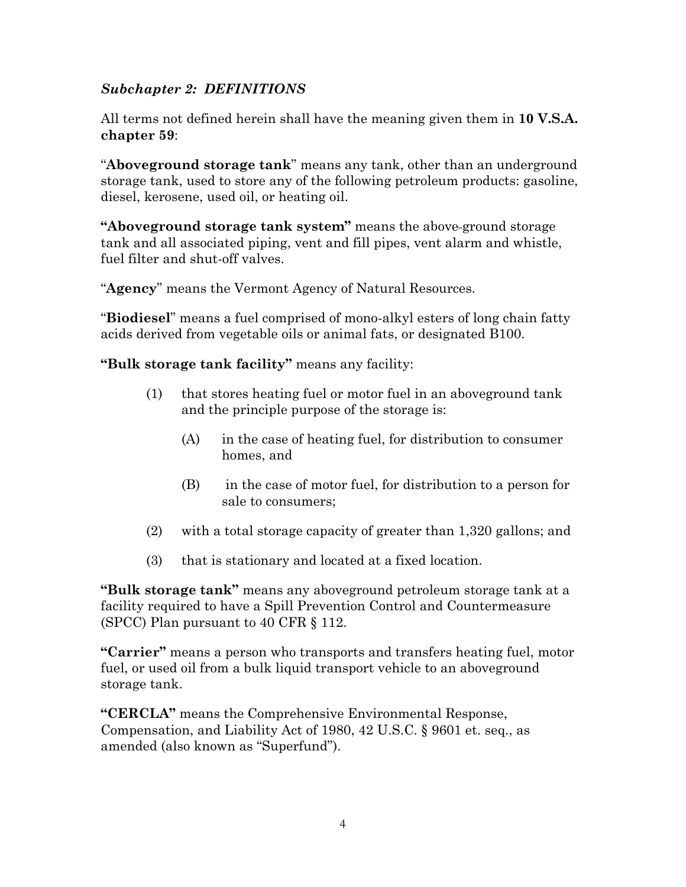### *Subchapter 2: DEFINITIONS*

All terms not defined herein shall have the meaning given them in **10 V.S.A. chapter 59**:

"**Aboveground storage tank**" means any tank, other than an underground storage tank, used to store any of the following petroleum products: gasoline, diesel, kerosene, used oil, or heating oil.

**"Aboveground storage tank system"** means the above-ground storage tank and all associated piping, vent and fill pipes, vent alarm and whistle, fuel filter and shut-off valves.

"**Agency**" means the Vermont Agency of Natural Resources.

"**Biodiesel**" means a fuel comprised of mono-alkyl esters of long chain fatty acids derived from vegetable oils or animal fats, or designated B100.

**"Bulk storage tank facility"** means any facility:

> (1) that stores heating fuel or motor fuel in an aboveground tank and the principle purpose of the storage is:
>
> > (A) in the case of heating fuel, for distribution to consumer homes, and
> >
> > (B) in the case of motor fuel, for distribution to a person for sale to consumers;
>
> (2) with a total storage capacity of greater than 1,320 gallons; and
>
> (3) that is stationary and located at a fixed location.

**"Bulk storage tank"** means any aboveground petroleum storage tank at a facility required to have a Spill Prevention Control and Countermeasure (SPCC) Plan pursuant to 40 CFR § 112.

**"Carrier"** means a person who transports and transfers heating fuel, motor fuel, or used oil from a bulk liquid transport vehicle to an aboveground storage tank.

**"CERCLA"** means the Comprehensive Environmental Response, Compensation, and Liability Act of 1980, 42 U.S.C. § 9601 et. seq., as amended (also known as "Superfund").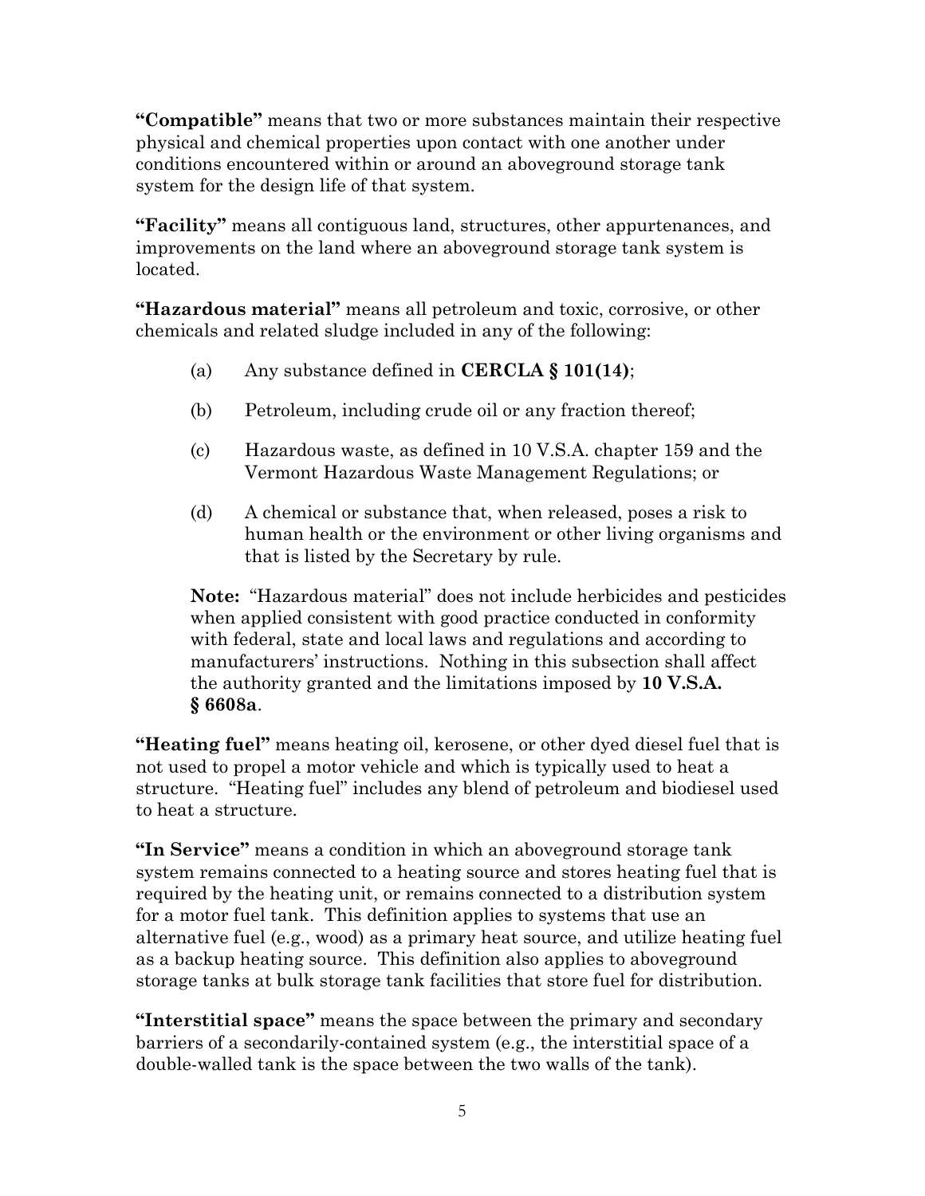**"Compatible"** means that two or more substances maintain their respective physical and chemical properties upon contact with one another under conditions encountered within or around an aboveground storage tank system for the design life of that system.

**"Facility"** means all contiguous land, structures, other appurtenances, and improvements on the land where an aboveground storage tank system is located.

**"Hazardous material"** means all petroleum and toxic, corrosive, or other chemicals and related sludge included in any of the following:

(a) Any substance defined in **CERCLA § 101(14)**;

(b) Petroleum, including crude oil or any fraction thereof;

(c) Hazardous waste, as defined in 10 V.S.A. chapter 159 and the Vermont Hazardous Waste Management Regulations; or

(d) A chemical or substance that, when released, poses a risk to human health or the environment or other living organisms and that is listed by the Secretary by rule.

**Note:** "Hazardous material" does not include herbicides and pesticides when applied consistent with good practice conducted in conformity with federal, state and local laws and regulations and according to manufacturers' instructions. Nothing in this subsection shall affect the authority granted and the limitations imposed by **10 V.S.A. § 6608a**.

**"Heating fuel"** means heating oil, kerosene, or other dyed diesel fuel that is not used to propel a motor vehicle and which is typically used to heat a structure. "Heating fuel" includes any blend of petroleum and biodiesel used to heat a structure.

**"In Service"** means a condition in which an aboveground storage tank system remains connected to a heating source and stores heating fuel that is required by the heating unit, or remains connected to a distribution system for a motor fuel tank. This definition applies to systems that use an alternative fuel (e.g., wood) as a primary heat source, and utilize heating fuel as a backup heating source. This definition also applies to aboveground storage tanks at bulk storage tank facilities that store fuel for distribution.

**"Interstitial space"** means the space between the primary and secondary barriers of a secondarily-contained system (e.g., the interstitial space of a double-walled tank is the space between the two walls of the tank).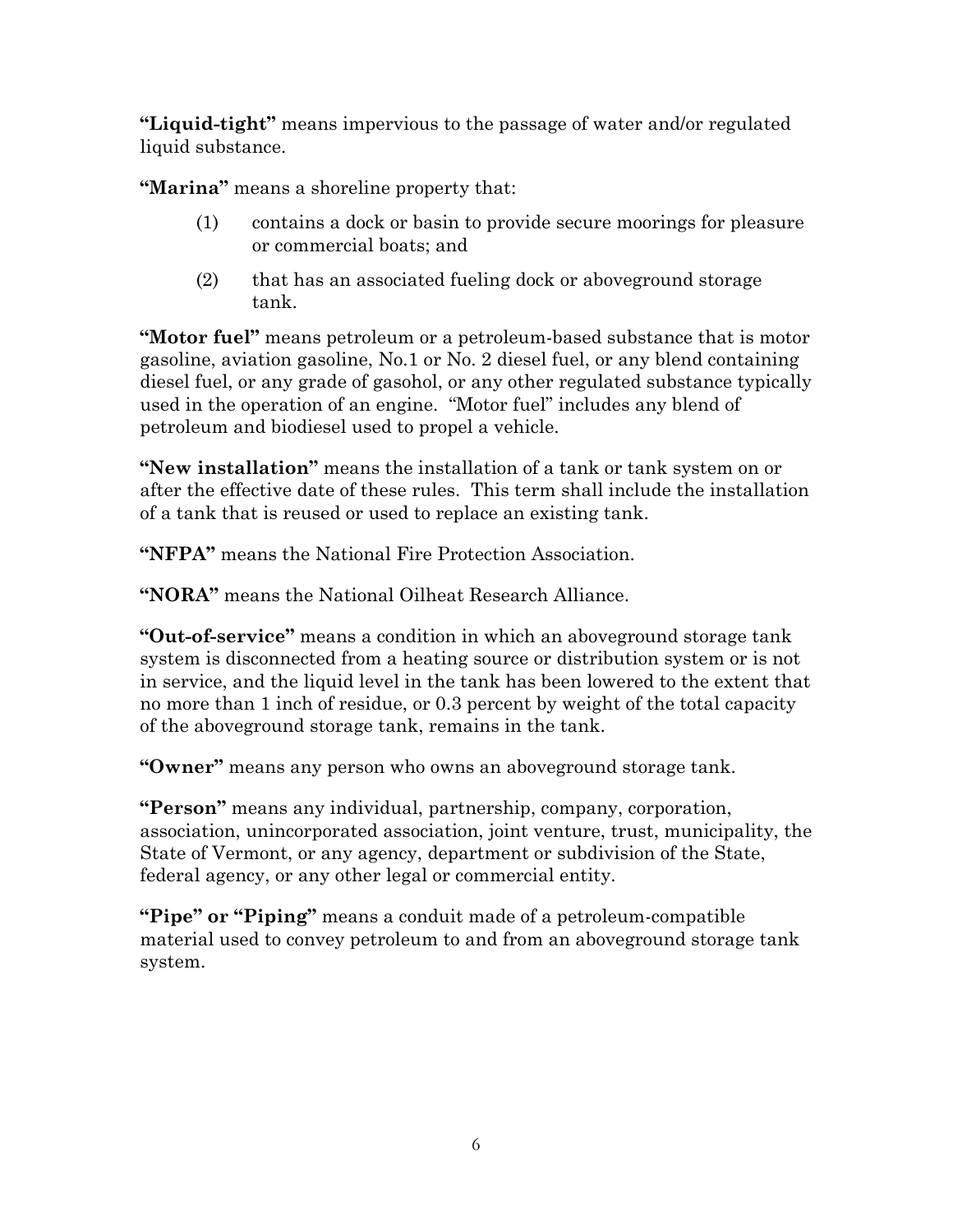**"Liquid-tight"** means impervious to the passage of water and/or regulated liquid substance.

**"Marina"** means a shoreline property that:

(1) contains a dock or basin to provide secure moorings for pleasure or commercial boats; and

(2) that has an associated fueling dock or aboveground storage tank.

**"Motor fuel"** means petroleum or a petroleum-based substance that is motor gasoline, aviation gasoline, No.1 or No. 2 diesel fuel, or any blend containing diesel fuel, or any grade of gasohol, or any other regulated substance typically used in the operation of an engine. "Motor fuel" includes any blend of petroleum and biodiesel used to propel a vehicle.

**"New installation"** means the installation of a tank or tank system on or after the effective date of these rules. This term shall include the installation of a tank that is reused or used to replace an existing tank.

**"NFPA"** means the National Fire Protection Association.

**"NORA"** means the National Oilheat Research Alliance.

**"Out-of-service"** means a condition in which an aboveground storage tank system is disconnected from a heating source or distribution system or is not in service, and the liquid level in the tank has been lowered to the extent that no more than 1 inch of residue, or 0.3 percent by weight of the total capacity of the aboveground storage tank, remains in the tank.

**"Owner"** means any person who owns an aboveground storage tank.

**"Person"** means any individual, partnership, company, corporation, association, unincorporated association, joint venture, trust, municipality, the State of Vermont, or any agency, department or subdivision of the State, federal agency, or any other legal or commercial entity.

**"Pipe" or "Piping"** means a conduit made of a petroleum-compatible material used to convey petroleum to and from an aboveground storage tank system.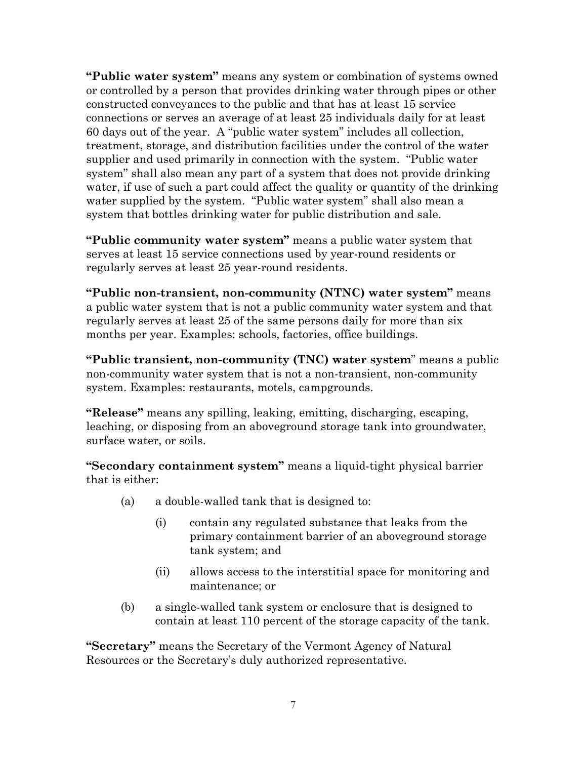**"Public water system"** means any system or combination of systems owned or controlled by a person that provides drinking water through pipes or other constructed conveyances to the public and that has at least 15 service connections or serves an average of at least 25 individuals daily for at least 60 days out of the year. A "public water system" includes all collection, treatment, storage, and distribution facilities under the control of the water supplier and used primarily in connection with the system. "Public water system" shall also mean any part of a system that does not provide drinking water, if use of such a part could affect the quality or quantity of the drinking water supplied by the system. "Public water system" shall also mean a system that bottles drinking water for public distribution and sale.

**"Public community water system"** means a public water system that serves at least 15 service connections used by year-round residents or regularly serves at least 25 year-round residents.

**"Public non-transient, non-community (NTNC) water system"** means a public water system that is not a public community water system and that regularly serves at least 25 of the same persons daily for more than six months per year. Examples: schools, factories, office buildings.

**"Public transient, non-community (TNC) water system"** means a public non-community water system that is not a non-transient, non-community system. Examples: restaurants, motels, campgrounds.

**"Release"** means any spilling, leaking, emitting, discharging, escaping, leaching, or disposing from an aboveground storage tank into groundwater, surface water, or soils.

**"Secondary containment system"** means a liquid-tight physical barrier that is either:

(a) a double-walled tank that is designed to:

(i) contain any regulated substance that leaks from the primary containment barrier of an aboveground storage tank system; and

(ii) allows access to the interstitial space for monitoring and maintenance; or

(b) a single-walled tank system or enclosure that is designed to contain at least 110 percent of the storage capacity of the tank.

**"Secretary"** means the Secretary of the Vermont Agency of Natural Resources or the Secretary's duly authorized representative.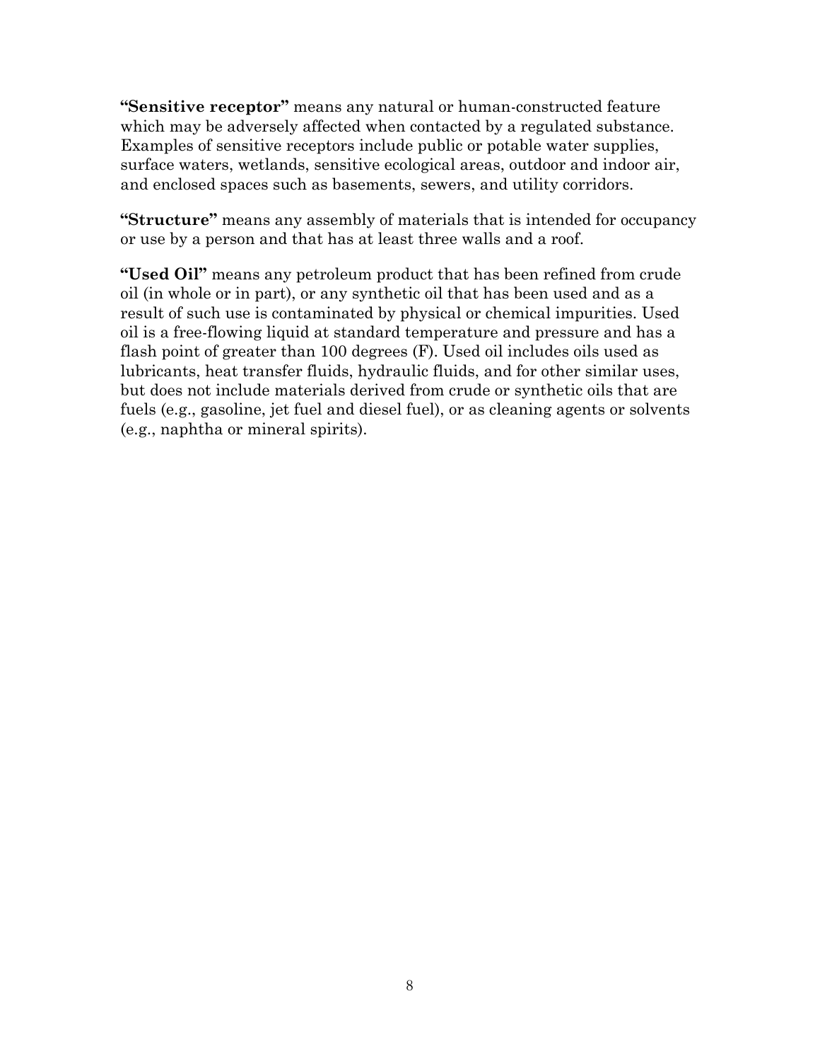**"Sensitive receptor"** means any natural or human-constructed feature which may be adversely affected when contacted by a regulated substance. Examples of sensitive receptors include public or potable water supplies, surface waters, wetlands, sensitive ecological areas, outdoor and indoor air, and enclosed spaces such as basements, sewers, and utility corridors.

**"Structure"** means any assembly of materials that is intended for occupancy or use by a person and that has at least three walls and a roof.

**"Used Oil"** means any petroleum product that has been refined from crude oil (in whole or in part), or any synthetic oil that has been used and as a result of such use is contaminated by physical or chemical impurities. Used oil is a free-flowing liquid at standard temperature and pressure and has a flash point of greater than 100 degrees (F). Used oil includes oils used as lubricants, heat transfer fluids, hydraulic fluids, and for other similar uses, but does not include materials derived from crude or synthetic oils that are fuels (e.g., gasoline, jet fuel and diesel fuel), or as cleaning agents or solvents (e.g., naphtha or mineral spirits).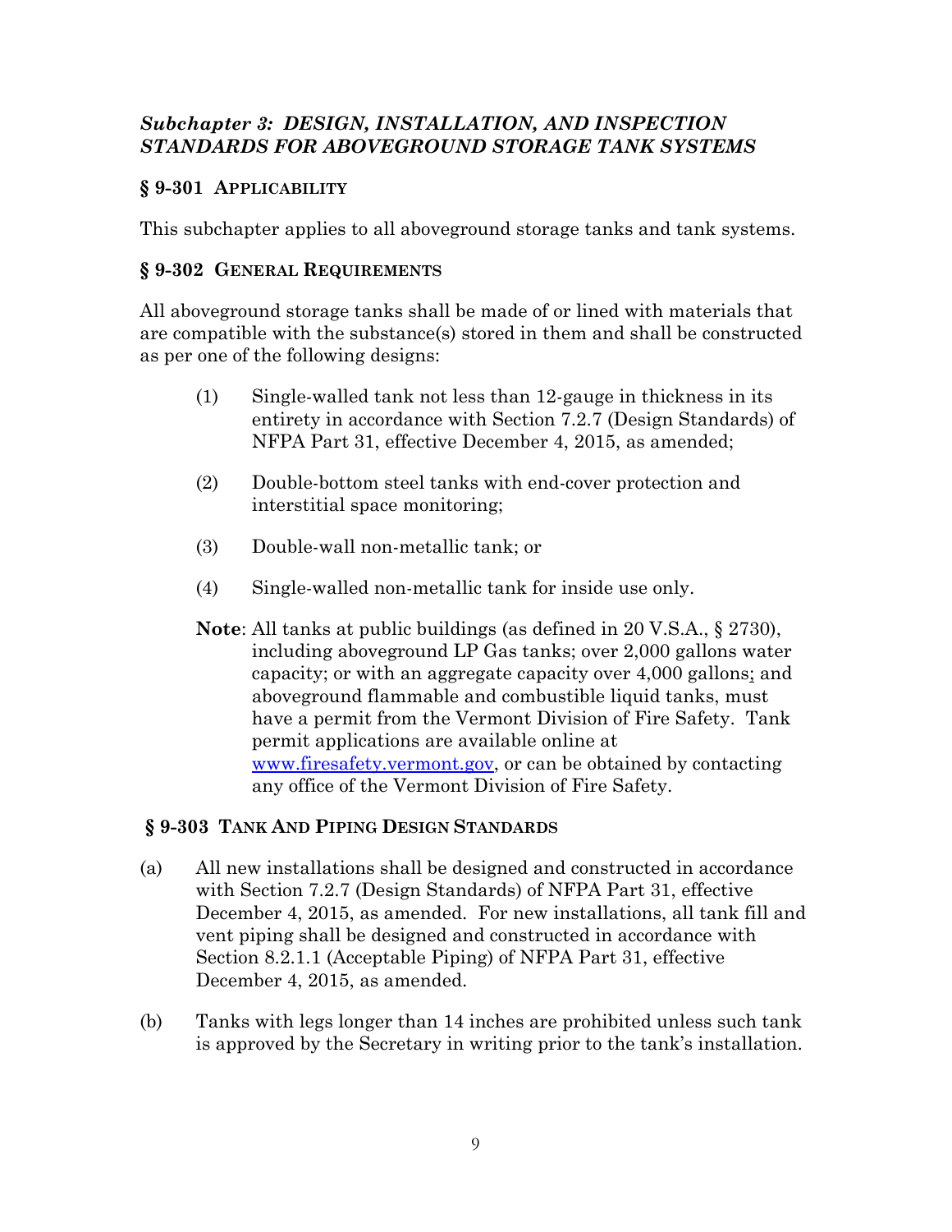## *Subchapter 3: DESIGN, INSTALLATION, AND INSPECTION STANDARDS FOR ABOVEGROUND STORAGE TANK SYSTEMS*

### § 9-301 APPLICABILITY

This subchapter applies to all aboveground storage tanks and tank systems.

### § 9-302 GENERAL REQUIREMENTS

All aboveground storage tanks shall be made of or lined with materials that are compatible with the substance(s) stored in them and shall be constructed as per one of the following designs:

(1) Single-walled tank not less than 12-gauge in thickness in its entirety in accordance with Section 7.2.7 (Design Standards) of NFPA Part 31, effective December 4, 2015, as amended;

(2) Double-bottom steel tanks with end-cover protection and interstitial space monitoring;

(3) Double-wall non-metallic tank; or

(4) Single-walled non-metallic tank for inside use only.

**Note**: All tanks at public buildings (as defined in 20 V.S.A., § 2730), including aboveground LP Gas tanks; over 2,000 gallons water capacity; or with an aggregate capacity over 4,000 gallons; and aboveground flammable and combustible liquid tanks, must have a permit from the Vermont Division of Fire Safety. Tank permit applications are available online at www.firesafety.vermont.gov, or can be obtained by contacting any office of the Vermont Division of Fire Safety.

### § 9-303 TANK AND PIPING DESIGN STANDARDS

(a) All new installations shall be designed and constructed in accordance with Section 7.2.7 (Design Standards) of NFPA Part 31, effective December 4, 2015, as amended. For new installations, all tank fill and vent piping shall be designed and constructed in accordance with Section 8.2.1.1 (Acceptable Piping) of NFPA Part 31, effective December 4, 2015, as amended.

(b) Tanks with legs longer than 14 inches are prohibited unless such tank is approved by the Secretary in writing prior to the tank's installation.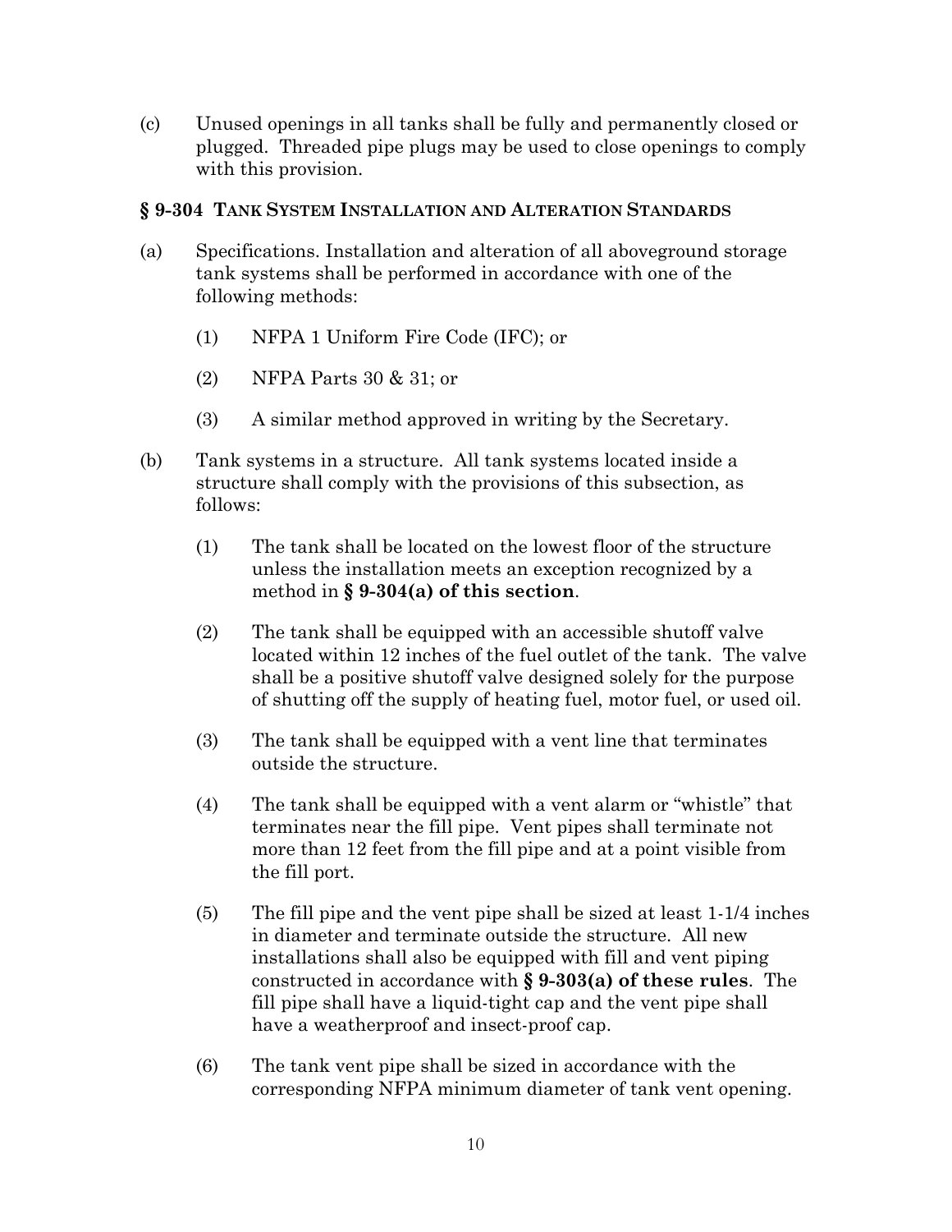(c) Unused openings in all tanks shall be fully and permanently closed or plugged. Threaded pipe plugs may be used to close openings to comply with this provision.

### § 9-304 TANK SYSTEM INSTALLATION AND ALTERATION STANDARDS

(a) Specifications. Installation and alteration of all aboveground storage tank systems shall be performed in accordance with one of the following methods:

(1) NFPA 1 Uniform Fire Code (IFC); or

(2) NFPA Parts 30 & 31; or

(3) A similar method approved in writing by the Secretary.

(b) Tank systems in a structure. All tank systems located inside a structure shall comply with the provisions of this subsection, as follows:

(1) The tank shall be located on the lowest floor of the structure unless the installation meets an exception recognized by a method in **§ 9-304(a) of this section**.

(2) The tank shall be equipped with an accessible shutoff valve located within 12 inches of the fuel outlet of the tank. The valve shall be a positive shutoff valve designed solely for the purpose of shutting off the supply of heating fuel, motor fuel, or used oil.

(3) The tank shall be equipped with a vent line that terminates outside the structure.

(4) The tank shall be equipped with a vent alarm or "whistle" that terminates near the fill pipe. Vent pipes shall terminate not more than 12 feet from the fill pipe and at a point visible from the fill port.

(5) The fill pipe and the vent pipe shall be sized at least 1-1/4 inches in diameter and terminate outside the structure. All new installations shall also be equipped with fill and vent piping constructed in accordance with **§ 9-303(a) of these rules**. The fill pipe shall have a liquid-tight cap and the vent pipe shall have a weatherproof and insect-proof cap.

(6) The tank vent pipe shall be sized in accordance with the corresponding NFPA minimum diameter of tank vent opening.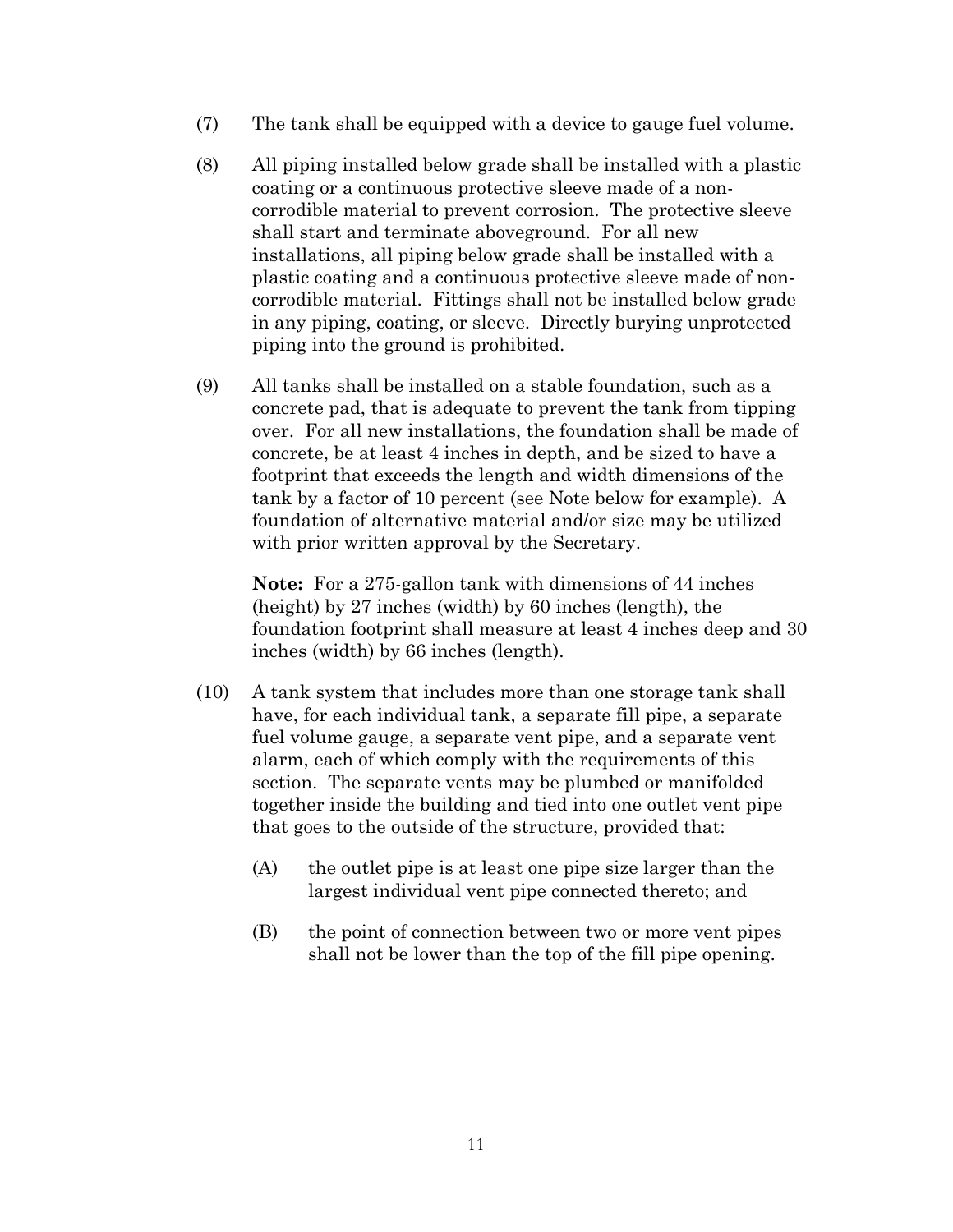(7) The tank shall be equipped with a device to gauge fuel volume.

(8) All piping installed below grade shall be installed with a plastic coating or a continuous protective sleeve made of a non-corrodible material to prevent corrosion. The protective sleeve shall start and terminate aboveground. For all new installations, all piping below grade shall be installed with a plastic coating and a continuous protective sleeve made of non-corrodible material. Fittings shall not be installed below grade in any piping, coating, or sleeve. Directly burying unprotected piping into the ground is prohibited.

(9) All tanks shall be installed on a stable foundation, such as a concrete pad, that is adequate to prevent the tank from tipping over. For all new installations, the foundation shall be made of concrete, be at least 4 inches in depth, and be sized to have a footprint that exceeds the length and width dimensions of the tank by a factor of 10 percent (see Note below for example). A foundation of alternative material and/or size may be utilized with prior written approval by the Secretary.

   **Note:** For a 275-gallon tank with dimensions of 44 inches (height) by 27 inches (width) by 60 inches (length), the foundation footprint shall measure at least 4 inches deep and 30 inches (width) by 66 inches (length).

(10) A tank system that includes more than one storage tank shall have, for each individual tank, a separate fill pipe, a separate fuel volume gauge, a separate vent pipe, and a separate vent alarm, each of which comply with the requirements of this section. The separate vents may be plumbed or manifolded together inside the building and tied into one outlet vent pipe that goes to the outside of the structure, provided that:

   (A) the outlet pipe is at least one pipe size larger than the largest individual vent pipe connected thereto; and

   (B) the point of connection between two or more vent pipes shall not be lower than the top of the fill pipe opening.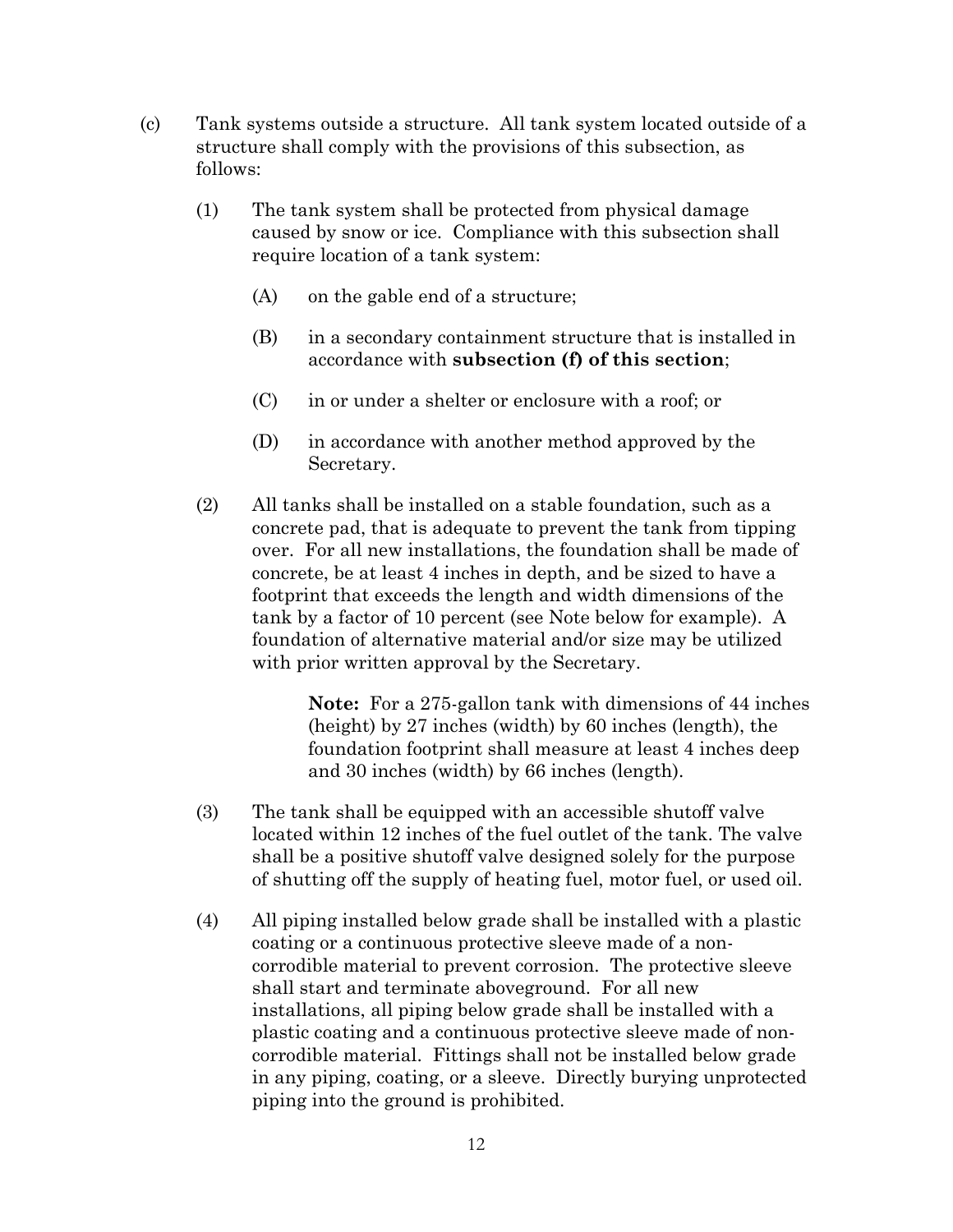(c) Tank systems outside a structure. All tank system located outside of a structure shall comply with the provisions of this subsection, as follows:

(1) The tank system shall be protected from physical damage caused by snow or ice. Compliance with this subsection shall require location of a tank system:

(A) on the gable end of a structure;

(B) in a secondary containment structure that is installed in accordance with **subsection (f) of this section**;

(C) in or under a shelter or enclosure with a roof; or

(D) in accordance with another method approved by the Secretary.

(2) All tanks shall be installed on a stable foundation, such as a concrete pad, that is adequate to prevent the tank from tipping over. For all new installations, the foundation shall be made of concrete, be at least 4 inches in depth, and be sized to have a footprint that exceeds the length and width dimensions of the tank by a factor of 10 percent (see Note below for example). A foundation of alternative material and/or size may be utilized with prior written approval by the Secretary.

> **Note:** For a 275-gallon tank with dimensions of 44 inches (height) by 27 inches (width) by 60 inches (length), the foundation footprint shall measure at least 4 inches deep and 30 inches (width) by 66 inches (length).

(3) The tank shall be equipped with an accessible shutoff valve located within 12 inches of the fuel outlet of the tank. The valve shall be a positive shutoff valve designed solely for the purpose of shutting off the supply of heating fuel, motor fuel, or used oil.

(4) All piping installed below grade shall be installed with a plastic coating or a continuous protective sleeve made of a non-corrodible material to prevent corrosion. The protective sleeve shall start and terminate aboveground. For all new installations, all piping below grade shall be installed with a plastic coating and a continuous protective sleeve made of non-corrodible material. Fittings shall not be installed below grade in any piping, coating, or a sleeve. Directly burying unprotected piping into the ground is prohibited.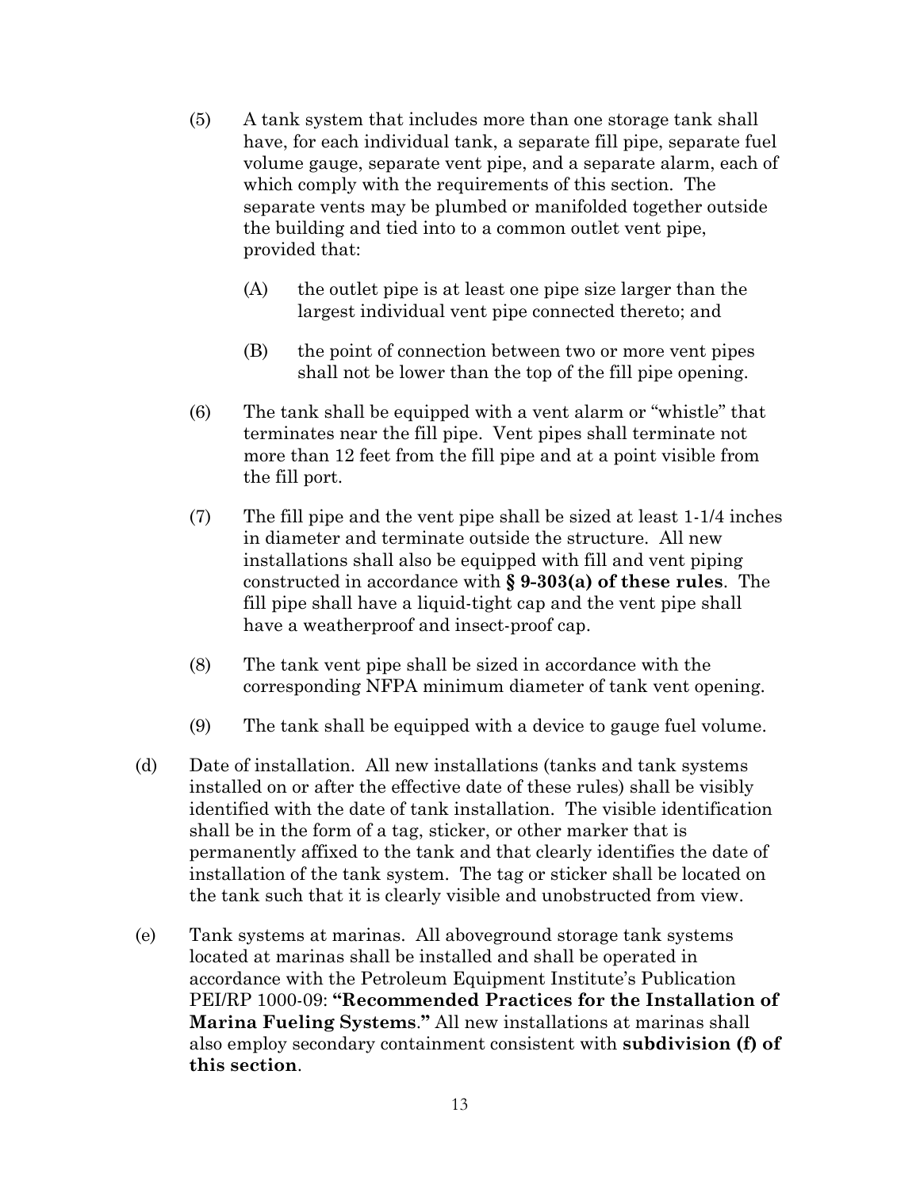(5) A tank system that includes more than one storage tank shall have, for each individual tank, a separate fill pipe, separate fuel volume gauge, separate vent pipe, and a separate alarm, each of which comply with the requirements of this section. The separate vents may be plumbed or manifolded together outside the building and tied into to a common outlet vent pipe, provided that:

(A) the outlet pipe is at least one pipe size larger than the largest individual vent pipe connected thereto; and

(B) the point of connection between two or more vent pipes shall not be lower than the top of the fill pipe opening.

(6) The tank shall be equipped with a vent alarm or "whistle" that terminates near the fill pipe. Vent pipes shall terminate not more than 12 feet from the fill pipe and at a point visible from the fill port.

(7) The fill pipe and the vent pipe shall be sized at least 1-1/4 inches in diameter and terminate outside the structure. All new installations shall also be equipped with fill and vent piping constructed in accordance with **§ 9-303(a) of these rules**. The fill pipe shall have a liquid-tight cap and the vent pipe shall have a weatherproof and insect-proof cap.

(8) The tank vent pipe shall be sized in accordance with the corresponding NFPA minimum diameter of tank vent opening.

(9) The tank shall be equipped with a device to gauge fuel volume.

(d) Date of installation. All new installations (tanks and tank systems installed on or after the effective date of these rules) shall be visibly identified with the date of tank installation. The visible identification shall be in the form of a tag, sticker, or other marker that is permanently affixed to the tank and that clearly identifies the date of installation of the tank system. The tag or sticker shall be located on the tank such that it is clearly visible and unobstructed from view.

(e) Tank systems at marinas. All aboveground storage tank systems located at marinas shall be installed and shall be operated in accordance with the Petroleum Equipment Institute's Publication PEI/RP 1000-09: **"Recommended Practices for the Installation of Marina Fueling Systems."** All new installations at marinas shall also employ secondary containment consistent with **subdivision (f) of this section**.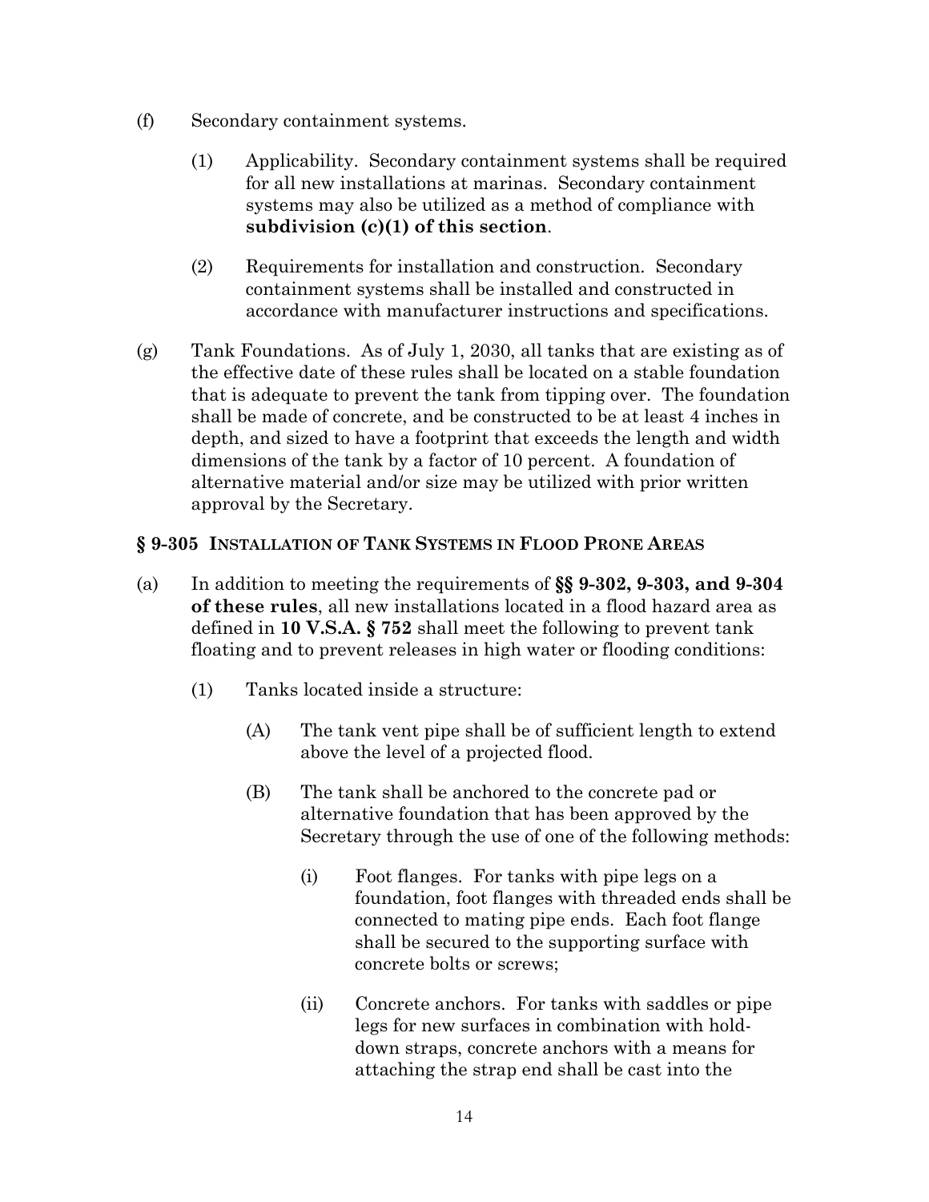(f) Secondary containment systems.

(1) Applicability. Secondary containment systems shall be required for all new installations at marinas. Secondary containment systems may also be utilized as a method of compliance with **subdivision (c)(1) of this section**.

(2) Requirements for installation and construction. Secondary containment systems shall be installed and constructed in accordance with manufacturer instructions and specifications.

(g) Tank Foundations. As of July 1, 2030, all tanks that are existing as of the effective date of these rules shall be located on a stable foundation that is adequate to prevent the tank from tipping over. The foundation shall be made of concrete, and be constructed to be at least 4 inches in depth, and sized to have a footprint that exceeds the length and width dimensions of the tank by a factor of 10 percent. A foundation of alternative material and/or size may be utilized with prior written approval by the Secretary.

### § 9-305 INSTALLATION OF TANK SYSTEMS IN FLOOD PRONE AREAS

(a) In addition to meeting the requirements of **§§ 9-302, 9-303, and 9-304 of these rules**, all new installations located in a flood hazard area as defined in **10 V.S.A. § 752** shall meet the following to prevent tank floating and to prevent releases in high water or flooding conditions:

(1) Tanks located inside a structure:

(A) The tank vent pipe shall be of sufficient length to extend above the level of a projected flood.

(B) The tank shall be anchored to the concrete pad or alternative foundation that has been approved by the Secretary through the use of one of the following methods:

(i) Foot flanges. For tanks with pipe legs on a foundation, foot flanges with threaded ends shall be connected to mating pipe ends. Each foot flange shall be secured to the supporting surface with concrete bolts or screws;

(ii) Concrete anchors. For tanks with saddles or pipe legs for new surfaces in combination with hold-down straps, concrete anchors with a means for attaching the strap end shall be cast into the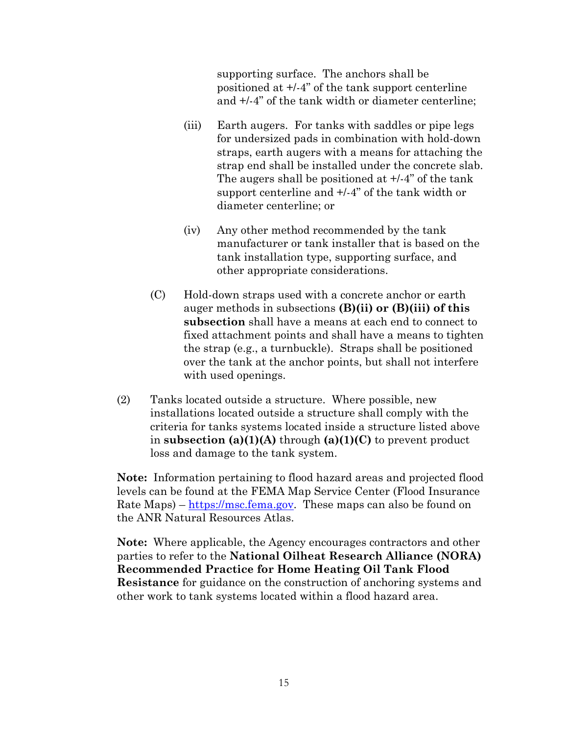supporting surface. The anchors shall be positioned at +/-4" of the tank support centerline and +/-4" of the tank width or diameter centerline;

(iii) Earth augers. For tanks with saddles or pipe legs for undersized pads in combination with hold-down straps, earth augers with a means for attaching the strap end shall be installed under the concrete slab. The augers shall be positioned at +/-4" of the tank support centerline and +/-4" of the tank width or diameter centerline; or

(iv) Any other method recommended by the tank manufacturer or tank installer that is based on the tank installation type, supporting surface, and other appropriate considerations.

(C) Hold-down straps used with a concrete anchor or earth auger methods in subsections **(B)(ii) or (B)(iii) of this subsection** shall have a means at each end to connect to fixed attachment points and shall have a means to tighten the strap (e.g., a turnbuckle). Straps shall be positioned over the tank at the anchor points, but shall not interfere with used openings.

(2) Tanks located outside a structure. Where possible, new installations located outside a structure shall comply with the criteria for tanks systems located inside a structure listed above in **subsection (a)(1)(A)** through **(a)(1)(C)** to prevent product loss and damage to the tank system.

**Note:** Information pertaining to flood hazard areas and projected flood levels can be found at the FEMA Map Service Center (Flood Insurance Rate Maps) – https://msc.fema.gov. These maps can also be found on the ANR Natural Resources Atlas.

**Note:** Where applicable, the Agency encourages contractors and other parties to refer to the **National Oilheat Research Alliance (NORA) Recommended Practice for Home Heating Oil Tank Flood Resistance** for guidance on the construction of anchoring systems and other work to tank systems located within a flood hazard area.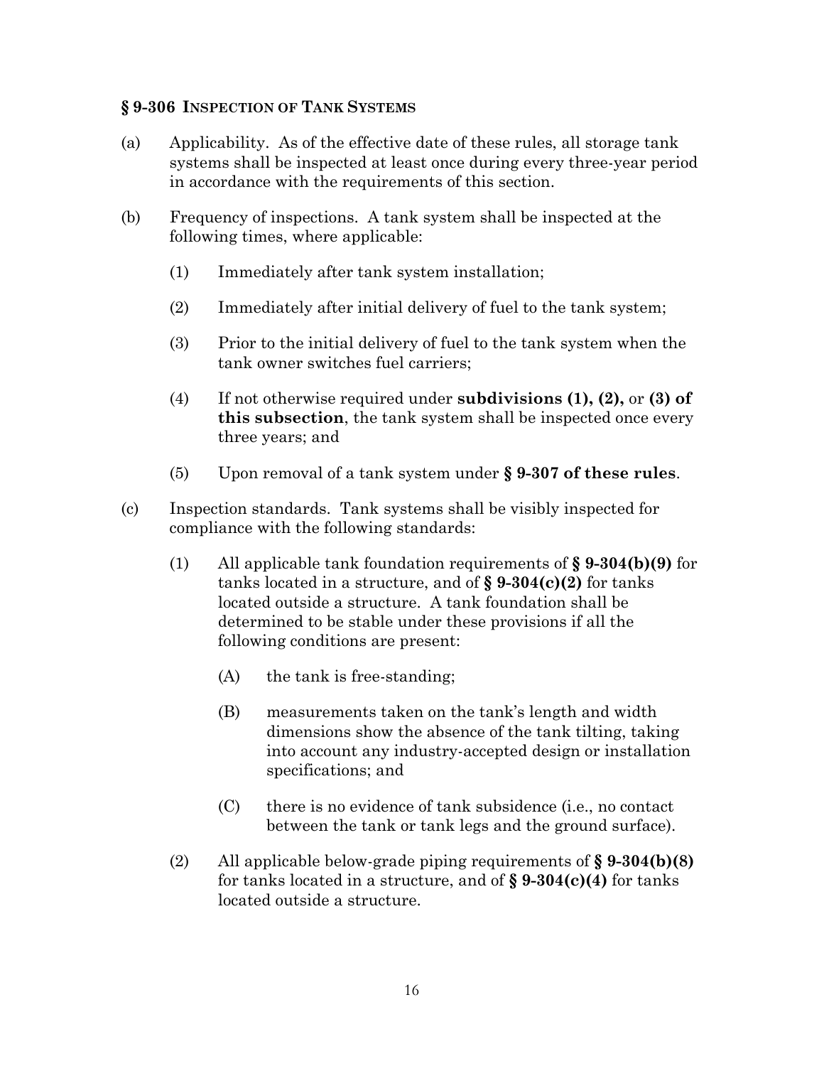### § 9-306 INSPECTION OF TANK SYSTEMS

(a) Applicability. As of the effective date of these rules, all storage tank systems shall be inspected at least once during every three-year period in accordance with the requirements of this section.

(b) Frequency of inspections. A tank system shall be inspected at the following times, where applicable:

- (1) Immediately after tank system installation;
- (2) Immediately after initial delivery of fuel to the tank system;
- (3) Prior to the initial delivery of fuel to the tank system when the tank owner switches fuel carriers;
- (4) If not otherwise required under **subdivisions (1), (2),** or **(3) of this subsection**, the tank system shall be inspected once every three years; and
- (5) Upon removal of a tank system under **§ 9-307 of these rules**.

(c) Inspection standards. Tank systems shall be visibly inspected for compliance with the following standards:

- (1) All applicable tank foundation requirements of **§ 9-304(b)(9)** for tanks located in a structure, and of **§ 9-304(c)(2)** for tanks located outside a structure. A tank foundation shall be determined to be stable under these provisions if all the following conditions are present:
  - (A) the tank is free-standing;
  - (B) measurements taken on the tank's length and width dimensions show the absence of the tank tilting, taking into account any industry-accepted design or installation specifications; and
  - (C) there is no evidence of tank subsidence (i.e., no contact between the tank or tank legs and the ground surface).
- (2) All applicable below-grade piping requirements of **§ 9-304(b)(8)** for tanks located in a structure, and of **§ 9-304(c)(4)** for tanks located outside a structure.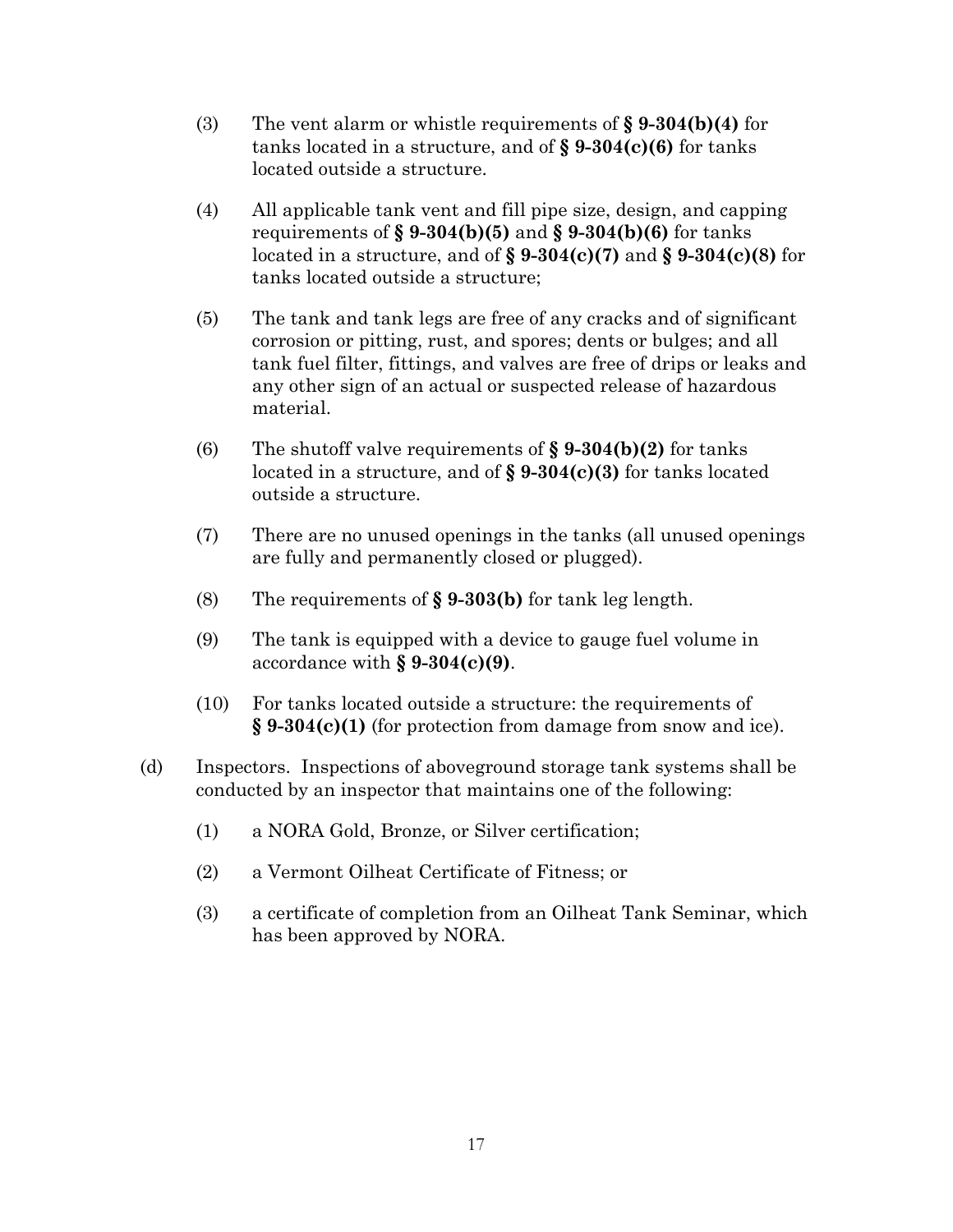(3) The vent alarm or whistle requirements of **§ 9-304(b)(4)** for tanks located in a structure, and of **§ 9-304(c)(6)** for tanks located outside a structure.

(4) All applicable tank vent and fill pipe size, design, and capping requirements of **§ 9-304(b)(5)** and **§ 9-304(b)(6)** for tanks located in a structure, and of **§ 9-304(c)(7)** and **§ 9-304(c)(8)** for tanks located outside a structure;

(5) The tank and tank legs are free of any cracks and of significant corrosion or pitting, rust, and spores; dents or bulges; and all tank fuel filter, fittings, and valves are free of drips or leaks and any other sign of an actual or suspected release of hazardous material.

(6) The shutoff valve requirements of **§ 9-304(b)(2)** for tanks located in a structure, and of **§ 9-304(c)(3)** for tanks located outside a structure.

(7) There are no unused openings in the tanks (all unused openings are fully and permanently closed or plugged).

(8) The requirements of **§ 9-303(b)** for tank leg length.

(9) The tank is equipped with a device to gauge fuel volume in accordance with **§ 9-304(c)(9)**.

(10) For tanks located outside a structure: the requirements of **§ 9-304(c)(1)** (for protection from damage from snow and ice).

(d) Inspectors. Inspections of aboveground storage tank systems shall be conducted by an inspector that maintains one of the following:

(1) a NORA Gold, Bronze, or Silver certification;

(2) a Vermont Oilheat Certificate of Fitness; or

(3) a certificate of completion from an Oilheat Tank Seminar, which has been approved by NORA.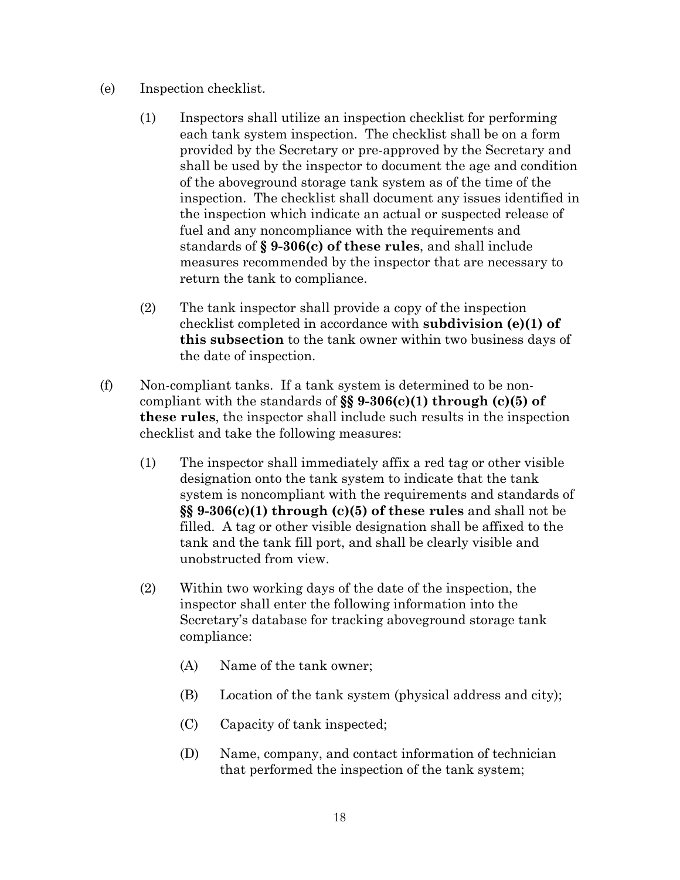(e) Inspection checklist.

(1) Inspectors shall utilize an inspection checklist for performing each tank system inspection. The checklist shall be on a form provided by the Secretary or pre-approved by the Secretary and shall be used by the inspector to document the age and condition of the aboveground storage tank system as of the time of the inspection. The checklist shall document any issues identified in the inspection which indicate an actual or suspected release of fuel and any noncompliance with the requirements and standards of **§ 9-306(c) of these rules**, and shall include measures recommended by the inspector that are necessary to return the tank to compliance.

(2) The tank inspector shall provide a copy of the inspection checklist completed in accordance with **subdivision (e)(1) of this subsection** to the tank owner within two business days of the date of inspection.

(f) Non-compliant tanks. If a tank system is determined to be non-compliant with the standards of **§§ 9-306(c)(1) through (c)(5) of these rules**, the inspector shall include such results in the inspection checklist and take the following measures:

(1) The inspector shall immediately affix a red tag or other visible designation onto the tank system to indicate that the tank system is noncompliant with the requirements and standards of **§§ 9-306(c)(1) through (c)(5) of these rules** and shall not be filled. A tag or other visible designation shall be affixed to the tank and the tank fill port, and shall be clearly visible and unobstructed from view.

(2) Within two working days of the date of the inspection, the inspector shall enter the following information into the Secretary's database for tracking aboveground storage tank compliance:

(A) Name of the tank owner;

(B) Location of the tank system (physical address and city);

(C) Capacity of tank inspected;

(D) Name, company, and contact information of technician that performed the inspection of the tank system;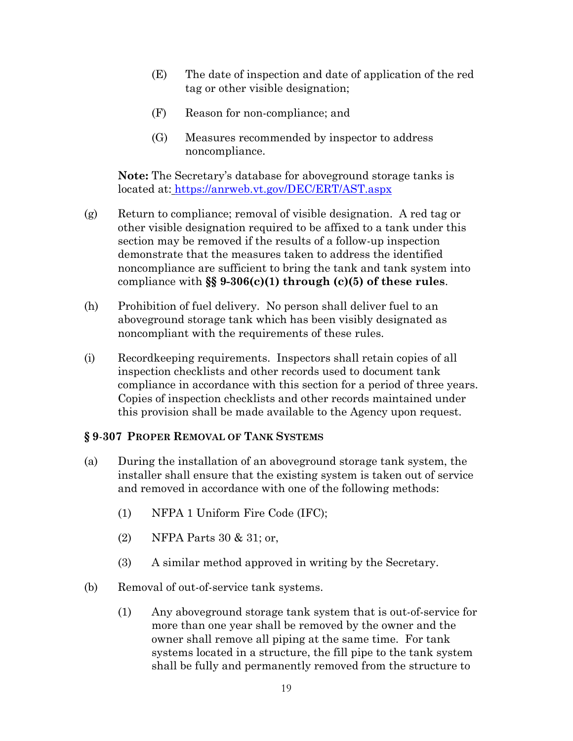(E) The date of inspection and date of application of the red tag or other visible designation;

(F) Reason for non-compliance; and

(G) Measures recommended by inspector to address noncompliance.

**Note:** The Secretary's database for aboveground storage tanks is located at: https://anrweb.vt.gov/DEC/ERT/AST.aspx

(g) Return to compliance; removal of visible designation. A red tag or other visible designation required to be affixed to a tank under this section may be removed if the results of a follow-up inspection demonstrate that the measures taken to address the identified noncompliance are sufficient to bring the tank and tank system into compliance with **§§ 9-306(c)(1) through (c)(5) of these rules**.

(h) Prohibition of fuel delivery. No person shall deliver fuel to an aboveground storage tank which has been visibly designated as noncompliant with the requirements of these rules.

(i) Recordkeeping requirements. Inspectors shall retain copies of all inspection checklists and other records used to document tank compliance in accordance with this section for a period of three years. Copies of inspection checklists and other records maintained under this provision shall be made available to the Agency upon request.

### § 9-307 PROPER REMOVAL OF TANK SYSTEMS

(a) During the installation of an aboveground storage tank system, the installer shall ensure that the existing system is taken out of service and removed in accordance with one of the following methods:

(1) NFPA 1 Uniform Fire Code (IFC);

(2) NFPA Parts 30 & 31; or,

(3) A similar method approved in writing by the Secretary.

(b) Removal of out-of-service tank systems.

(1) Any aboveground storage tank system that is out-of-service for more than one year shall be removed by the owner and the owner shall remove all piping at the same time. For tank systems located in a structure, the fill pipe to the tank system shall be fully and permanently removed from the structure to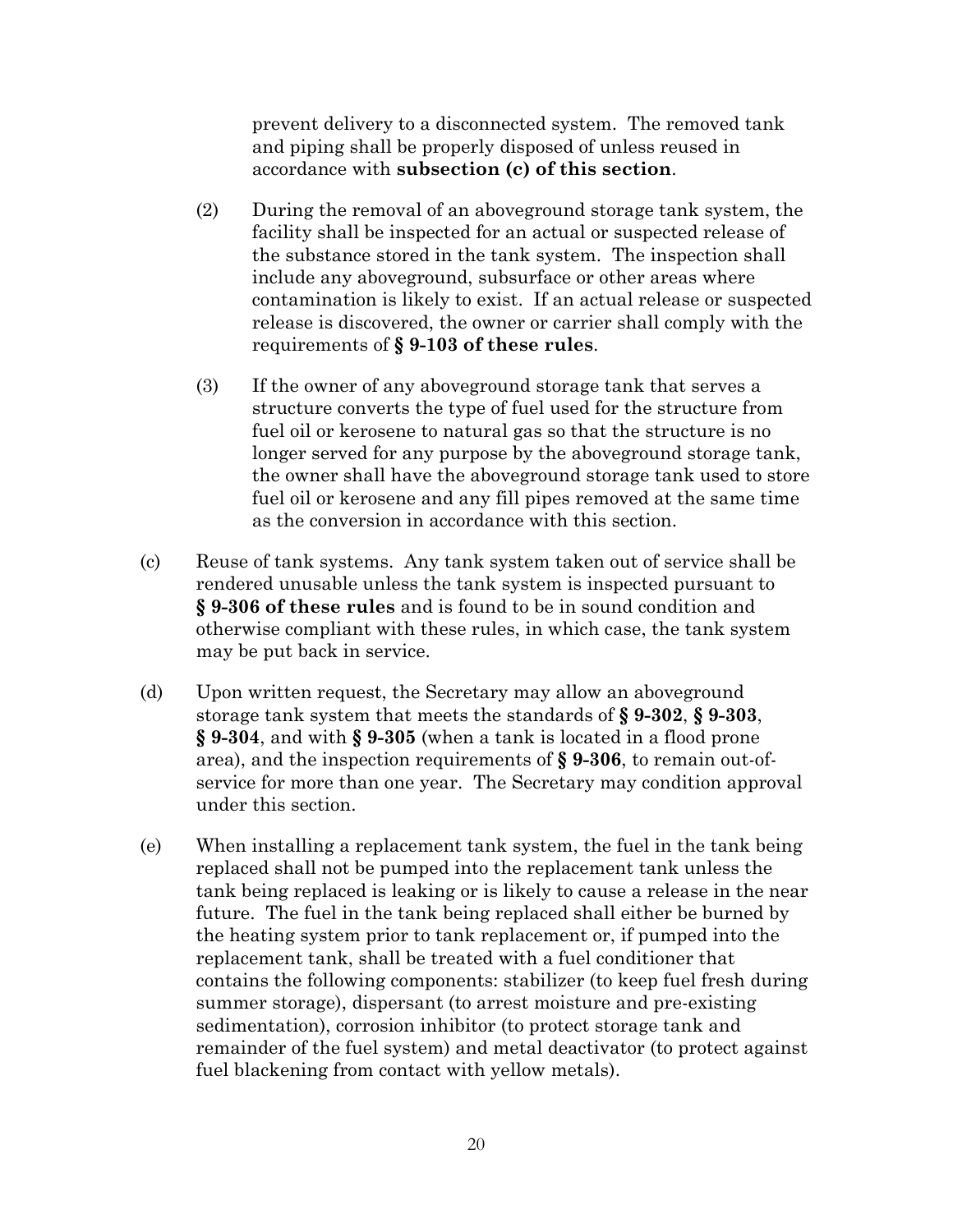prevent delivery to a disconnected system. The removed tank and piping shall be properly disposed of unless reused in accordance with **subsection (c) of this section**.

(2) During the removal of an aboveground storage tank system, the facility shall be inspected for an actual or suspected release of the substance stored in the tank system. The inspection shall include any aboveground, subsurface or other areas where contamination is likely to exist. If an actual release or suspected release is discovered, the owner or carrier shall comply with the requirements of **§ 9-103 of these rules**.

(3) If the owner of any aboveground storage tank that serves a structure converts the type of fuel used for the structure from fuel oil or kerosene to natural gas so that the structure is no longer served for any purpose by the aboveground storage tank, the owner shall have the aboveground storage tank used to store fuel oil or kerosene and any fill pipes removed at the same time as the conversion in accordance with this section.

(c) Reuse of tank systems. Any tank system taken out of service shall be rendered unusable unless the tank system is inspected pursuant to **§ 9-306 of these rules** and is found to be in sound condition and otherwise compliant with these rules, in which case, the tank system may be put back in service.

(d) Upon written request, the Secretary may allow an aboveground storage tank system that meets the standards of **§ 9-302**, **§ 9-303**, **§ 9-304**, and with **§ 9-305** (when a tank is located in a flood prone area), and the inspection requirements of **§ 9-306**, to remain out-of-service for more than one year. The Secretary may condition approval under this section.

(e) When installing a replacement tank system, the fuel in the tank being replaced shall not be pumped into the replacement tank unless the tank being replaced is leaking or is likely to cause a release in the near future. The fuel in the tank being replaced shall either be burned by the heating system prior to tank replacement or, if pumped into the replacement tank, shall be treated with a fuel conditioner that contains the following components: stabilizer (to keep fuel fresh during summer storage), dispersant (to arrest moisture and pre-existing sedimentation), corrosion inhibitor (to protect storage tank and remainder of the fuel system) and metal deactivator (to protect against fuel blackening from contact with yellow metals).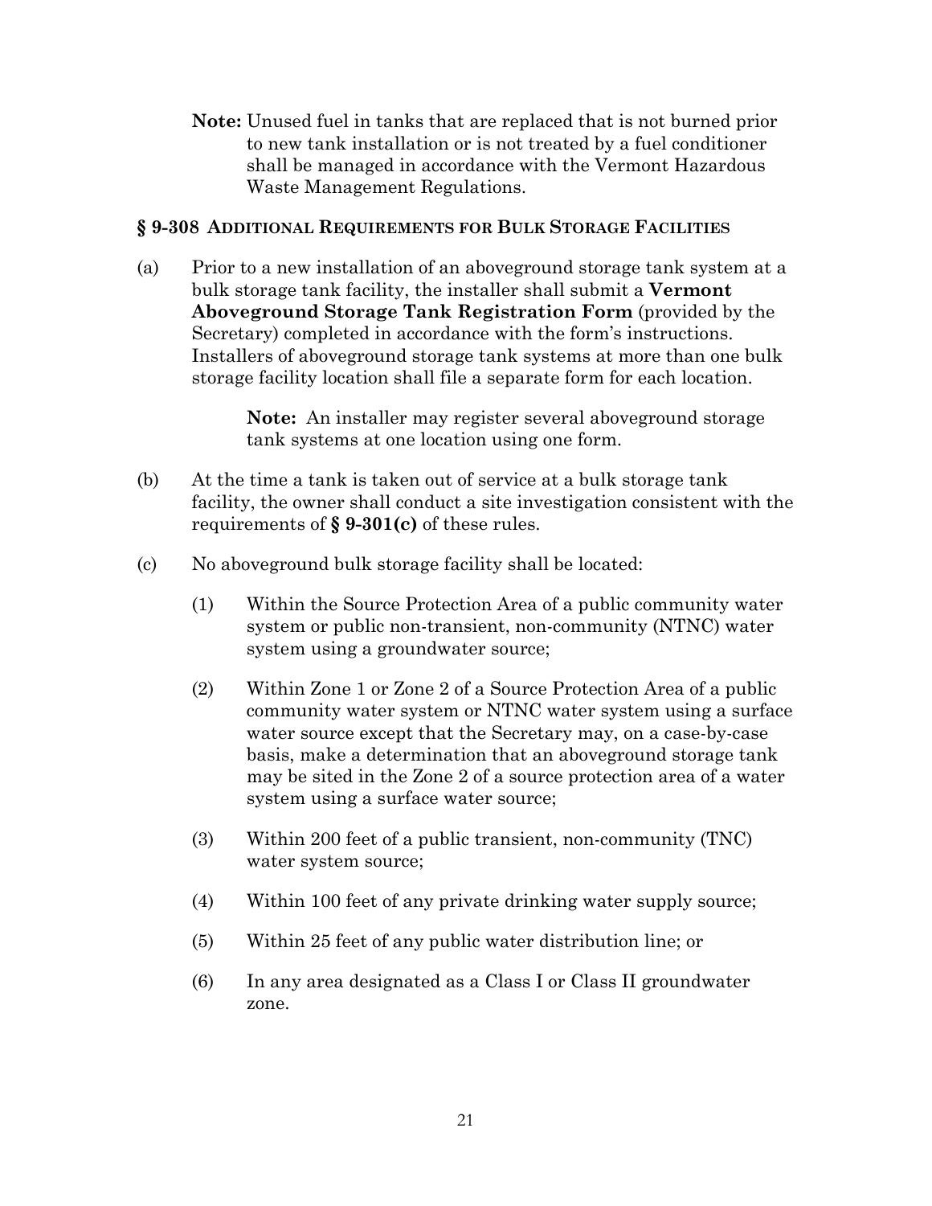**Note:** Unused fuel in tanks that are replaced that is not burned prior to new tank installation or is not treated by a fuel conditioner shall be managed in accordance with the Vermont Hazardous Waste Management Regulations.

### § 9-308 ADDITIONAL REQUIREMENTS FOR BULK STORAGE FACILITIES

(a) Prior to a new installation of an aboveground storage tank system at a bulk storage tank facility, the installer shall submit a **Vermont Aboveground Storage Tank Registration Form** (provided by the Secretary) completed in accordance with the form's instructions. Installers of aboveground storage tank systems at more than one bulk storage facility location shall file a separate form for each location.

> **Note:** An installer may register several aboveground storage tank systems at one location using one form.

(b) At the time a tank is taken out of service at a bulk storage tank facility, the owner shall conduct a site investigation consistent with the requirements of **§ 9-301(c)** of these rules.

(c) No aboveground bulk storage facility shall be located:

(1) Within the Source Protection Area of a public community water system or public non-transient, non-community (NTNC) water system using a groundwater source;

(2) Within Zone 1 or Zone 2 of a Source Protection Area of a public community water system or NTNC water system using a surface water source except that the Secretary may, on a case-by-case basis, make a determination that an aboveground storage tank may be sited in the Zone 2 of a source protection area of a water system using a surface water source;

(3) Within 200 feet of a public transient, non-community (TNC) water system source;

(4) Within 100 feet of any private drinking water supply source;

(5) Within 25 feet of any public water distribution line; or

(6) In any area designated as a Class I or Class II groundwater zone.